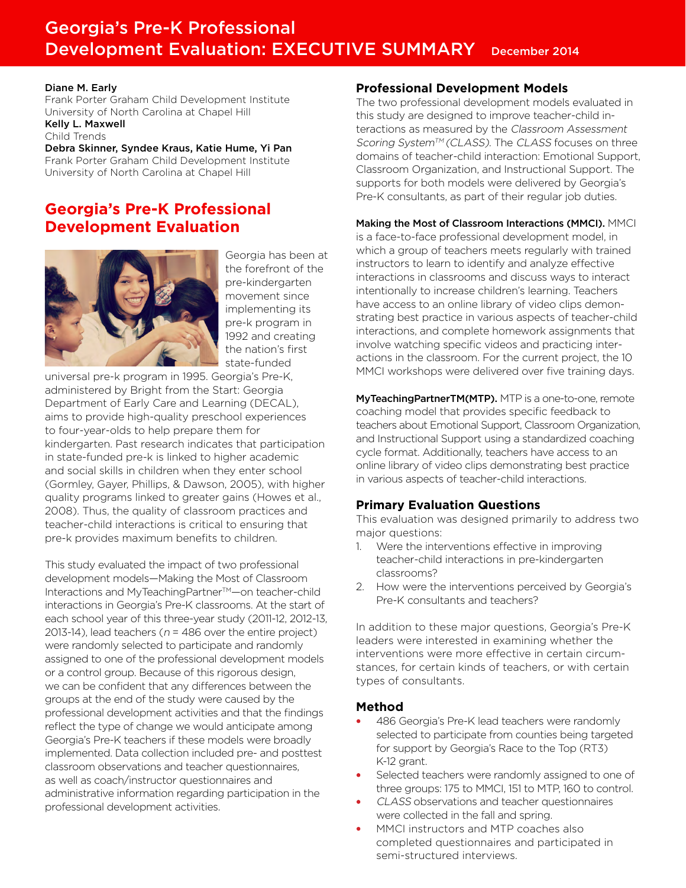# Georgia's Pre-K Professional Development Evaluation: EXECUTIVE SUMMARY

December 2014

**Diane M. Early**
Frank Porter Graham Child Development Institute
University of North Carolina at Chapel Hill
**Kelly L. Maxwell**
Child Trends
**Debra Skinner, Syndee Kraus, Katie Hume, Yi Pan**
Frank Porter Graham Child Development Institute
University of North Carolina at Chapel Hill

## Georgia's Pre-K Professional Development Evaluation

Georgia has been at the forefront of the pre-kindergarten movement since implementing its pre-k program in 1992 and creating the nation's first state-funded universal pre-k program in 1995. Georgia's Pre-K, administered by Bright from the Start: Georgia Department of Early Care and Learning (DECAL), aims to provide high-quality preschool experiences to four-year-olds to help prepare them for kindergarten. Past research indicates that participation in state-funded pre-k is linked to higher academic and social skills in children when they enter school (Gormley, Gayer, Phillips, & Dawson, 2005), with higher quality programs linked to greater gains (Howes et al., 2008). Thus, the quality of classroom practices and teacher-child interactions is critical to ensuring that pre-k provides maximum benefits to children.

This study evaluated the impact of two professional development models—Making the Most of Classroom Interactions and MyTeachingPartner™—on teacher-child interactions in Georgia's Pre-K classrooms. At the start of each school year of this three-year study (2011-12, 2012-13, 2013-14), lead teachers (*n* = 486 over the entire project) were randomly selected to participate and randomly assigned to one of the professional development models or a control group. Because of this rigorous design, we can be confident that any differences between the groups at the end of the study were caused by the professional development activities and that the findings reflect the type of change we would anticipate among Georgia's Pre-K teachers if these models were broadly implemented. Data collection included pre- and posttest classroom observations and teacher questionnaires, as well as coach/instructor questionnaires and administrative information regarding participation in the professional development activities.

### Professional Development Models

The two professional development models evaluated in this study are designed to improve teacher-child interactions as measured by the *Classroom Assessment Scoring System™ (CLASS)*. The *CLASS* focuses on three domains of teacher-child interaction: Emotional Support, Classroom Organization, and Instructional Support. The supports for both models were delivered by Georgia's Pre-K consultants, as part of their regular job duties.

**Making the Most of Classroom Interactions (MMCI).** MMCI is a face-to-face professional development model, in which a group of teachers meets regularly with trained instructors to learn to identify and analyze effective interactions in classrooms and discuss ways to interact intentionally to increase children's learning. Teachers have access to an online library of video clips demonstrating best practice in various aspects of teacher-child interactions, and complete homework assignments that involve watching specific videos and practicing interactions in the classroom. For the current project, the 10 MMCI workshops were delivered over five training days.

**MyTeachingPartnerTM(MTP).** MTP is a one-to-one, remote coaching model that provides specific feedback to teachers about Emotional Support, Classroom Organization, and Instructional Support using a standardized coaching cycle format. Additionally, teachers have access to an online library of video clips demonstrating best practice in various aspects of teacher-child interactions.

### Primary Evaluation Questions

This evaluation was designed primarily to address two major questions:

1. Were the interventions effective in improving teacher-child interactions in pre-kindergarten classrooms?
2. How were the interventions perceived by Georgia's Pre-K consultants and teachers?

In addition to these major questions, Georgia's Pre-K leaders were interested in examining whether the interventions were more effective in certain circumstances, for certain kinds of teachers, or with certain types of consultants.

### Method

- 486 Georgia's Pre-K lead teachers were randomly selected to participate from counties being targeted for support by Georgia's Race to the Top (RT3) K-12 grant.
- Selected teachers were randomly assigned to one of three groups: 175 to MMCI, 151 to MTP, 160 to control.
- *CLASS* observations and teacher questionnaires were collected in the fall and spring.
- MMCI instructors and MTP coaches also completed questionnaires and participated in semi-structured interviews.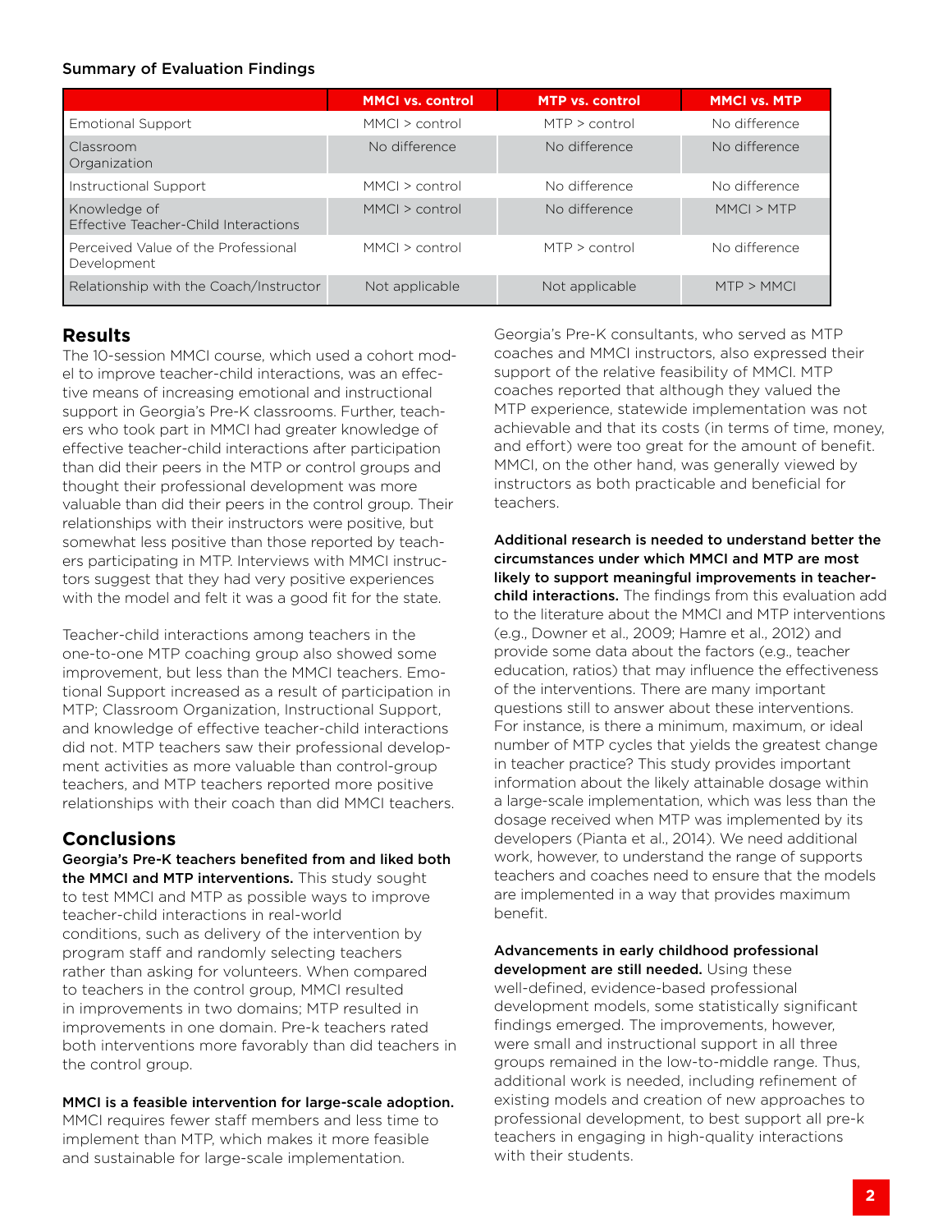Summary of Evaluation Findings

| | MMCI vs. control | MTP vs. control | MMCI vs. MTP |
|---|---|---|---|
| Emotional Support | MMCI > control | MTP > control | No difference |
| Classroom Organization | No difference | No difference | No difference |
| Instructional Support | MMCI > control | No difference | No difference |
| Knowledge of Effective Teacher-Child Interactions | MMCI > control | No difference | MMCI > MTP |
| Perceived Value of the Professional Development | MMCI > control | MTP > control | No difference |
| Relationship with the Coach/Instructor | Not applicable | Not applicable | MTP > MMCI |

## Results

The 10-session MMCI course, which used a cohort model to improve teacher-child interactions, was an effective means of increasing emotional and instructional support in Georgia's Pre-K classrooms. Further, teachers who took part in MMCI had greater knowledge of effective teacher-child interactions after participation than did their peers in the MTP or control groups and thought their professional development was more valuable than did their peers in the control group. Their relationships with their instructors were positive, but somewhat less positive than those reported by teachers participating in MTP. Interviews with MMCI instructors suggest that they had very positive experiences with the model and felt it was a good fit for the state.

Teacher-child interactions among teachers in the one-to-one MTP coaching group also showed some improvement, but less than the MMCI teachers. Emotional Support increased as a result of participation in MTP; Classroom Organization, Instructional Support, and knowledge of effective teacher-child interactions did not. MTP teachers saw their professional development activities as more valuable than control-group teachers, and MTP teachers reported more positive relationships with their coach than did MMCI teachers.

## Conclusions

**Georgia's Pre-K teachers benefited from and liked both the MMCI and MTP interventions.** This study sought to test MMCI and MTP as possible ways to improve teacher-child interactions in real-world conditions, such as delivery of the intervention by program staff and randomly selecting teachers rather than asking for volunteers. When compared to teachers in the control group, MMCI resulted in improvements in two domains; MTP resulted in improvements in one domain. Pre-k teachers rated both interventions more favorably than did teachers in the control group.

**MMCI is a feasible intervention for large-scale adoption.** MMCI requires fewer staff members and less time to implement than MTP, which makes it more feasible and sustainable for large-scale implementation. Georgia's Pre-K consultants, who served as MTP coaches and MMCI instructors, also expressed their support of the relative feasibility of MMCI. MTP coaches reported that although they valued the MTP experience, statewide implementation was not achievable and that its costs (in terms of time, money, and effort) were too great for the amount of benefit. MMCI, on the other hand, was generally viewed by instructors as both practicable and beneficial for teachers.

**Additional research is needed to understand better the circumstances under which MMCI and MTP are most likely to support meaningful improvements in teacher-child interactions.** The findings from this evaluation add to the literature about the MMCI and MTP interventions (e.g., Downer et al., 2009; Hamre et al., 2012) and provide some data about the factors (e.g., teacher education, ratios) that may influence the effectiveness of the interventions. There are many important questions still to answer about these interventions. For instance, is there a minimum, maximum, or ideal number of MTP cycles that yields the greatest change in teacher practice? This study provides important information about the likely attainable dosage within a large-scale implementation, which was less than the dosage received when MTP was implemented by its developers (Pianta et al., 2014). We need additional work, however, to understand the range of supports teachers and coaches need to ensure that the models are implemented in a way that provides maximum benefit.

**Advancements in early childhood professional development are still needed.** Using these well-defined, evidence-based professional development models, some statistically significant findings emerged. The improvements, however, were small and instructional support in all three groups remained in the low-to-middle range. Thus, additional work is needed, including refinement of existing models and creation of new approaches to professional development, to best support all pre-k teachers in engaging in high-quality interactions with their students.